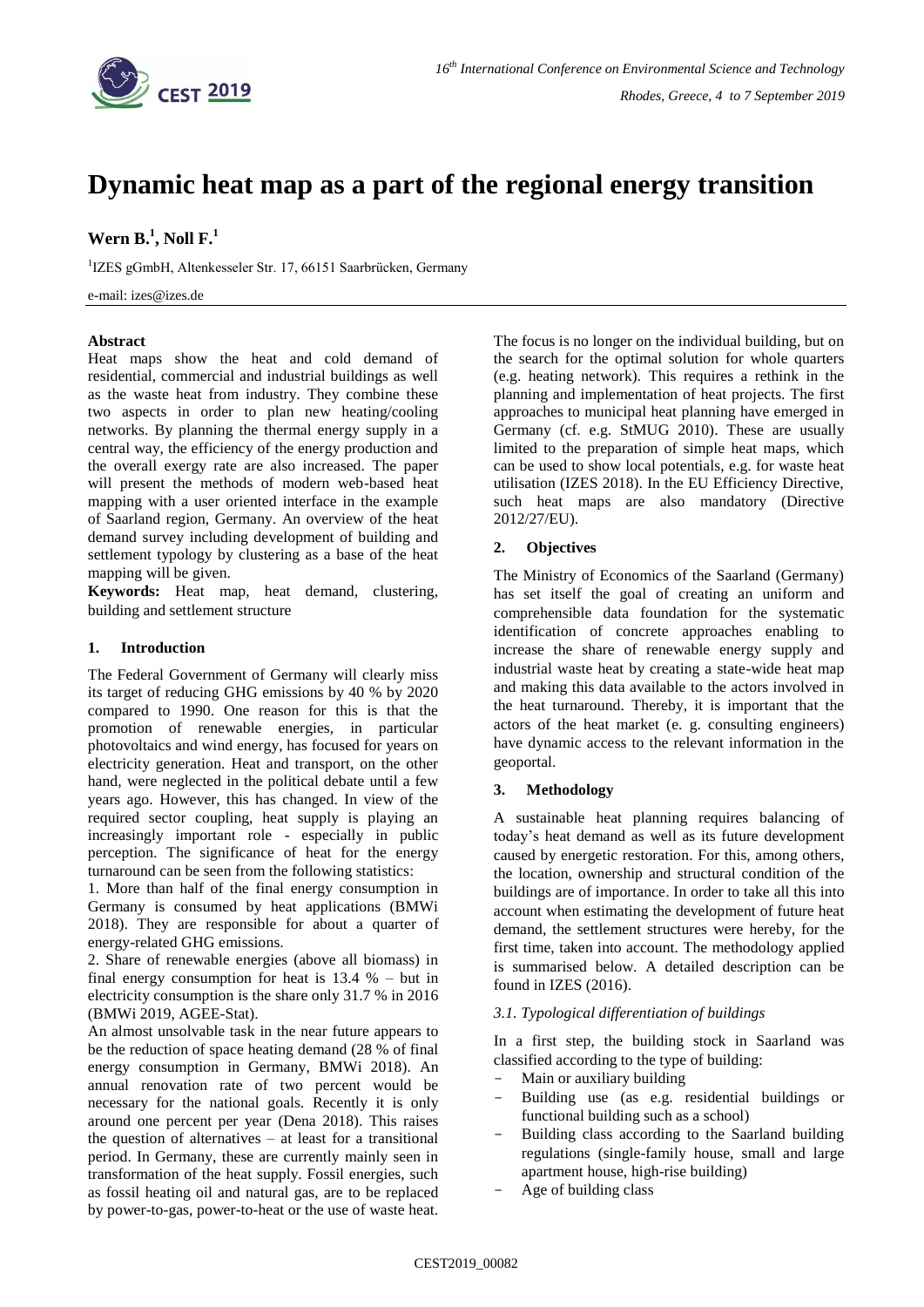# Dynamic heat map as a part of the regional energy transition

**Wern B.[1], Noll F.[1]**

[1]IZES gGmbH, Altenkesseler Str. 17, 66151 Saarbrücken, Germany

e-mail: izes@izes.de

**Abstract**

Heat maps show the heat and cold demand of residential, commercial and industrial buildings as well as the waste heat from industry. They combine these two aspects in order to plan new heating/cooling networks. By planning the thermal energy supply in a central way, the efficiency of the energy production and the overall exergy rate are also increased. The paper will present the methods of modern web-based heat mapping with a user oriented interface in the example of Saarland region, Germany. An overview of the heat demand survey including development of building and settlement typology by clustering as a base of the heat mapping will be given.

**Keywords:** Heat map, heat demand, clustering, building and settlement structure

## 1. Introduction

The Federal Government of Germany will clearly miss its target of reducing GHG emissions by 40 % by 2020 compared to 1990. One reason for this is that the promotion of renewable energies, in particular photovoltaics and wind energy, has focused for years on electricity generation. Heat and transport, on the other hand, were neglected in the political debate until a few years ago. However, this has changed. In view of the required sector coupling, heat supply is playing an increasingly important role - especially in public perception. The significance of heat for the energy turnaround can be seen from the following statistics:

1. More than half of the final energy consumption in Germany is consumed by heat applications (BMWi 2018). They are responsible for about a quarter of energy-related GHG emissions.

2. Share of renewable energies (above all biomass) in final energy consumption for heat is 13.4 % – but in electricity consumption is the share only 31.7 % in 2016 (BMWi 2019, AGEE-Stat).

An almost unsolvable task in the near future appears to be the reduction of space heating demand (28 % of final energy consumption in Germany, BMWi 2018). An annual renovation rate of two percent would be necessary for the national goals. Recently it is only around one percent per year (Dena 2018). This raises the question of alternatives – at least for a transitional period. In Germany, these are currently mainly seen in transformation of the heat supply. Fossil energies, such as fossil heating oil and natural gas, are to be replaced by power-to-gas, power-to-heat or the use of waste heat. The focus is no longer on the individual building, but on the search for the optimal solution for whole quarters (e.g. heating network). This requires a rethink in the planning and implementation of heat projects. The first approaches to municipal heat planning have emerged in Germany (cf. e.g. StMUG 2010). These are usually limited to the preparation of simple heat maps, which can be used to show local potentials, e.g. for waste heat utilisation (IZES 2018). In the EU Efficiency Directive, such heat maps are also mandatory (Directive 2012/27/EU).

## 2. Objectives

The Ministry of Economics of the Saarland (Germany) has set itself the goal of creating an uniform and comprehensible data foundation for the systematic identification of concrete approaches enabling to increase the share of renewable energy supply and industrial waste heat by creating a state-wide heat map and making this data available to the actors involved in the heat turnaround. Thereby, it is important that the actors of the heat market (e. g. consulting engineers) have dynamic access to the relevant information in the geoportal.

## 3. Methodology

A sustainable heat planning requires balancing of today's heat demand as well as its future development caused by energetic restoration. For this, among others, the location, ownership and structural condition of the buildings are of importance. In order to take all this into account when estimating the development of future heat demand, the settlement structures were hereby, for the first time, taken into account. The methodology applied is summarised below. A detailed description can be found in IZES (2016).

### *3.1. Typological differentiation of buildings*

In a first step, the building stock in Saarland was classified according to the type of building:

- Main or auxiliary building
- Building use (as e.g. residential buildings or functional building such as a school)
- Building class according to the Saarland building regulations (single-family house, small and large apartment house, high-rise building)
- Age of building class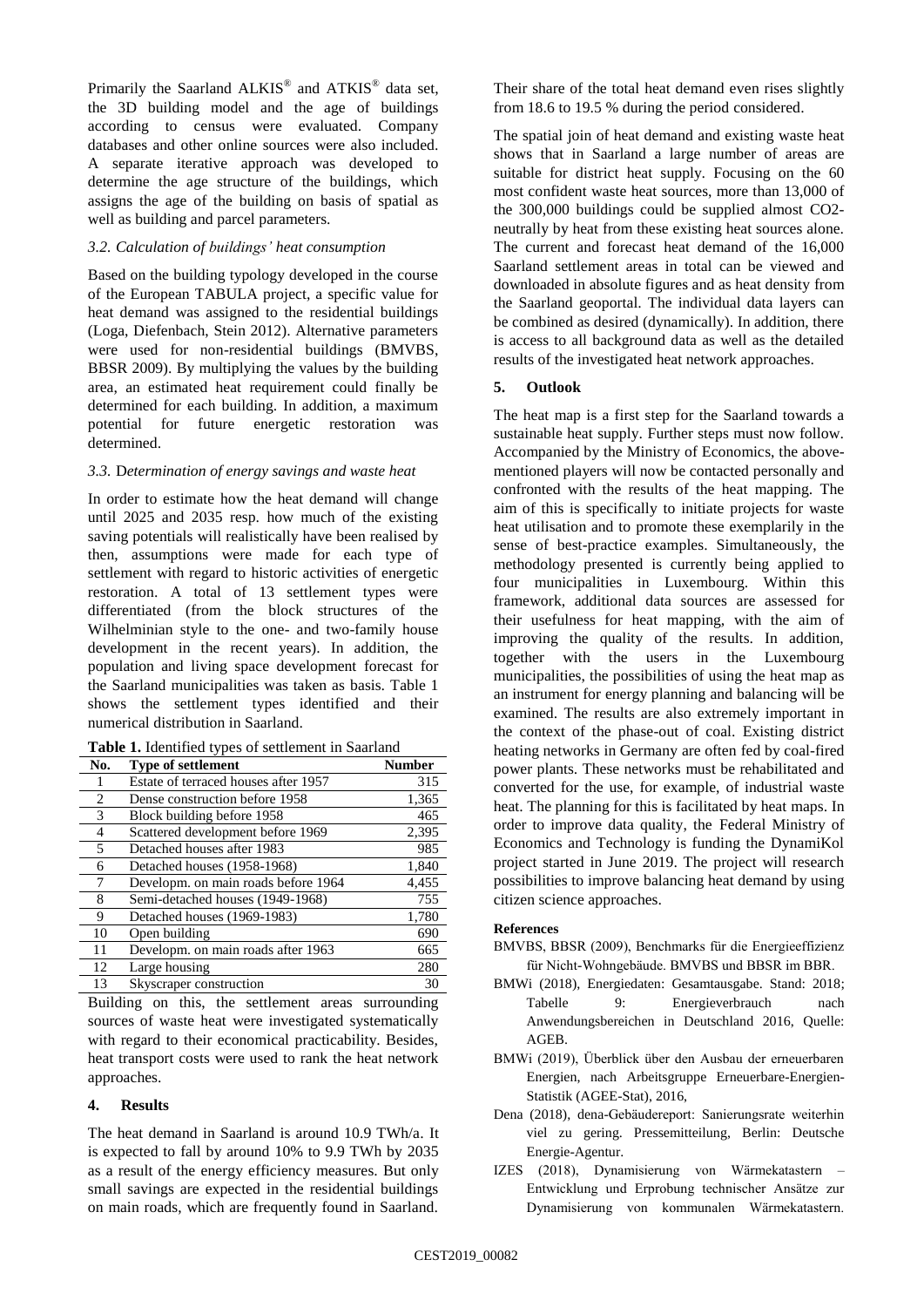Primarily the Saarland ALKIS® and ATKIS® data set, the 3D building model and the age of buildings according to census were evaluated. Company databases and other online sources were also included. A separate iterative approach was developed to determine the age structure of the buildings, which assigns the age of the building on basis of spatial as well as building and parcel parameters.

### *3.2. Calculation of buildings' heat consumption*

Based on the building typology developed in the course of the European TABULA project, a specific value for heat demand was assigned to the residential buildings (Loga, Diefenbach, Stein 2012). Alternative parameters were used for non-residential buildings (BMVBS, BBSR 2009). By multiplying the values by the building area, an estimated heat requirement could finally be determined for each building. In addition, a maximum potential for future energetic restoration was determined.

### *3.3. Determination of energy savings and waste heat*

In order to estimate how the heat demand will change until 2025 and 2035 resp. how much of the existing saving potentials will realistically have been realised by then, assumptions were made for each type of settlement with regard to historic activities of energetic restoration. A total of 13 settlement types were differentiated (from the block structures of the Wilhelminian style to the one- and two-family house development in the recent years). In addition, the population and living space development forecast for the Saarland municipalities was taken as basis. Table 1 shows the settlement types identified and their numerical distribution in Saarland.

**Table 1.** Identified types of settlement in Saarland

| No. | Type of settlement | Number |
|---|---|---|
| 1 | Estate of terraced houses after 1957 | 315 |
| 2 | Dense construction before 1958 | 1,365 |
| 3 | Block building before 1958 | 465 |
| 4 | Scattered development before 1969 | 2,395 |
| 5 | Detached houses after 1983 | 985 |
| 6 | Detached houses (1958-1968) | 1,840 |
| 7 | Developm. on main roads before 1964 | 4,455 |
| 8 | Semi-detached houses (1949-1968) | 755 |
| 9 | Detached houses (1969-1983) | 1,780 |
| 10 | Open building | 690 |
| 11 | Developm. on main roads after 1963 | 665 |
| 12 | Large housing | 280 |
| 13 | Skyscraper construction | 30 |

Building on this, the settlement areas surrounding sources of waste heat were investigated systematically with regard to their economical practicability. Besides, heat transport costs were used to rank the heat network approaches.

## 4. Results

The heat demand in Saarland is around 10.9 TWh/a. It is expected to fall by around 10% to 9.9 TWh by 2035 as a result of the energy efficiency measures. But only small savings are expected in the residential buildings on main roads, which are frequently found in Saarland. Their share of the total heat demand even rises slightly from 18.6 to 19.5 % during the period considered.

The spatial join of heat demand and existing waste heat shows that in Saarland a large number of areas are suitable for district heat supply. Focusing on the 60 most confident waste heat sources, more than 13,000 of the 300,000 buildings could be supplied almost CO2-neutrally by heat from these existing heat sources alone. The current and forecast heat demand of the 16,000 Saarland settlement areas in total can be viewed and downloaded in absolute figures and as heat density from the Saarland geoportal. The individual data layers can be combined as desired (dynamically). In addition, there is access to all background data as well as the detailed results of the investigated heat network approaches.

## 5. Outlook

The heat map is a first step for the Saarland towards a sustainable heat supply. Further steps must now follow. Accompanied by the Ministry of Economics, the above-mentioned players will now be contacted personally and confronted with the results of the heat mapping. The aim of this is specifically to initiate projects for waste heat utilisation and to promote these exemplarily in the sense of best-practice examples. Simultaneously, the methodology presented is currently being applied to four municipalities in Luxembourg. Within this framework, additional data sources are assessed for their usefulness for heat mapping, with the aim of improving the quality of the results. In addition, together with the users in the Luxembourg municipalities, the possibilities of using the heat map as an instrument for energy planning and balancing will be examined. The results are also extremely important in the context of the phase-out of coal. Existing district heating networks in Germany are often fed by coal-fired power plants. These networks must be rehabilitated and converted for the use, for example, of industrial waste heat. The planning for this is facilitated by heat maps. In order to improve data quality, the Federal Ministry of Economics and Technology is funding the DynamiKol project started in June 2019. The project will research possibilities to improve balancing heat demand by using citizen science approaches.

**References**

BMVBS, BBSR (2009), Benchmarks für die Energieeffizienz für Nicht-Wohngebäude. BMVBS und BBSR im BBR.

BMWi (2018), Energiedaten: Gesamtausgabe. Stand: 2018; Tabelle 9: Energieverbrauch nach Anwendungsbereichen in Deutschland 2016, Quelle: AGEB.

BMWi (2019), Überblick über den Ausbau der erneuerbaren Energien, nach Arbeitsgruppe Erneuerbare-Energien-Statistik (AGEE-Stat), 2016,

Dena (2018), dena-Gebäudereport: Sanierungsrate weiterhin viel zu gering. Pressemitteilung, Berlin: Deutsche Energie-Agentur.

IZES (2018), Dynamisierung von Wärmekatastern – Entwicklung und Erprobung technischer Ansätze zur Dynamisierung von kommunalen Wärmekatastern.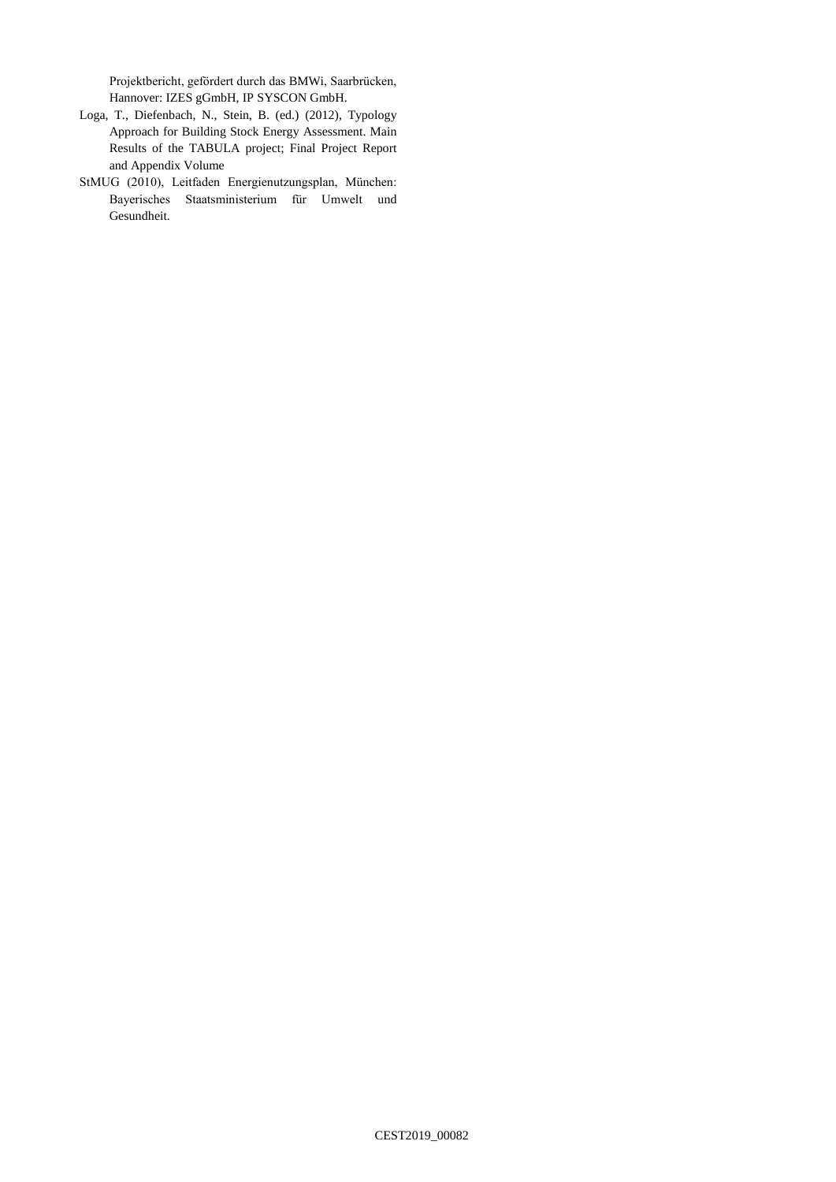Projektbericht, gefördert durch das BMWi, Saarbrücken, Hannover: IZES gGmbH, IP SYSCON GmbH.

Loga, T., Diefenbach, N., Stein, B. (ed.) (2012), Typology Approach for Building Stock Energy Assessment. Main Results of the TABULA project; Final Project Report and Appendix Volume

StMUG (2010), Leitfaden Energienutzungsplan, München: Bayerisches Staatsministerium für Umwelt und Gesundheit.